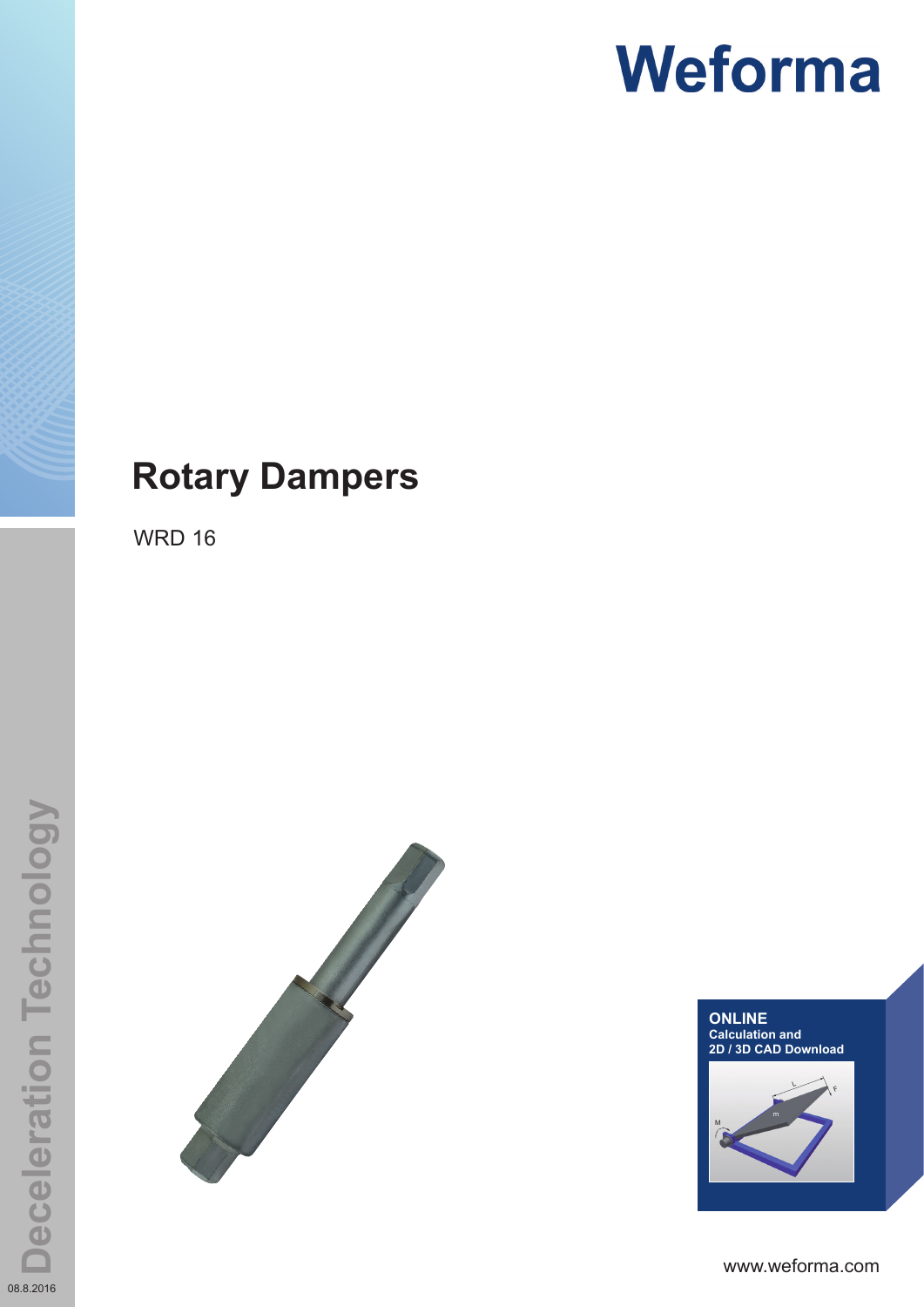# Weforma

# Rotary Dampers

WRD 16

**ONLINE**
**Calculation and**
**2D / 3D CAD Download**

www.weforma.com

Deceleration Technology

08.8.2016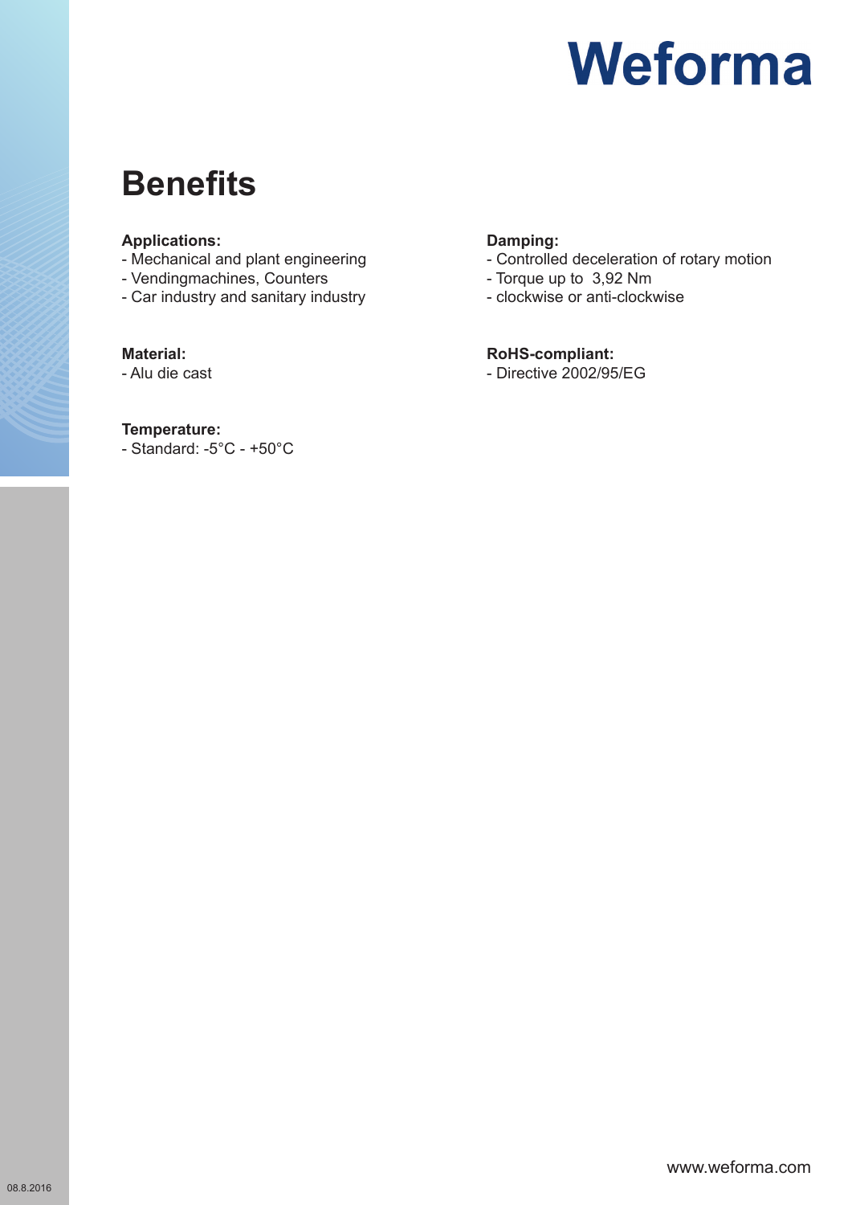# Weforma

## Benefits

**Applications:**
- Mechanical and plant engineering
- Vendingmachines, Counters
- Car industry and sanitary industry

**Material:**
- Alu die cast

**Temperature:**
- Standard: -5°C - +50°C

**Damping:**
- Controlled deceleration of rotary motion
- Torque up to 3,92 Nm
- clockwise or anti-clockwise

**RoHS-compliant:**
- Directive 2002/95/EG

www.weforma.com

08.8.2016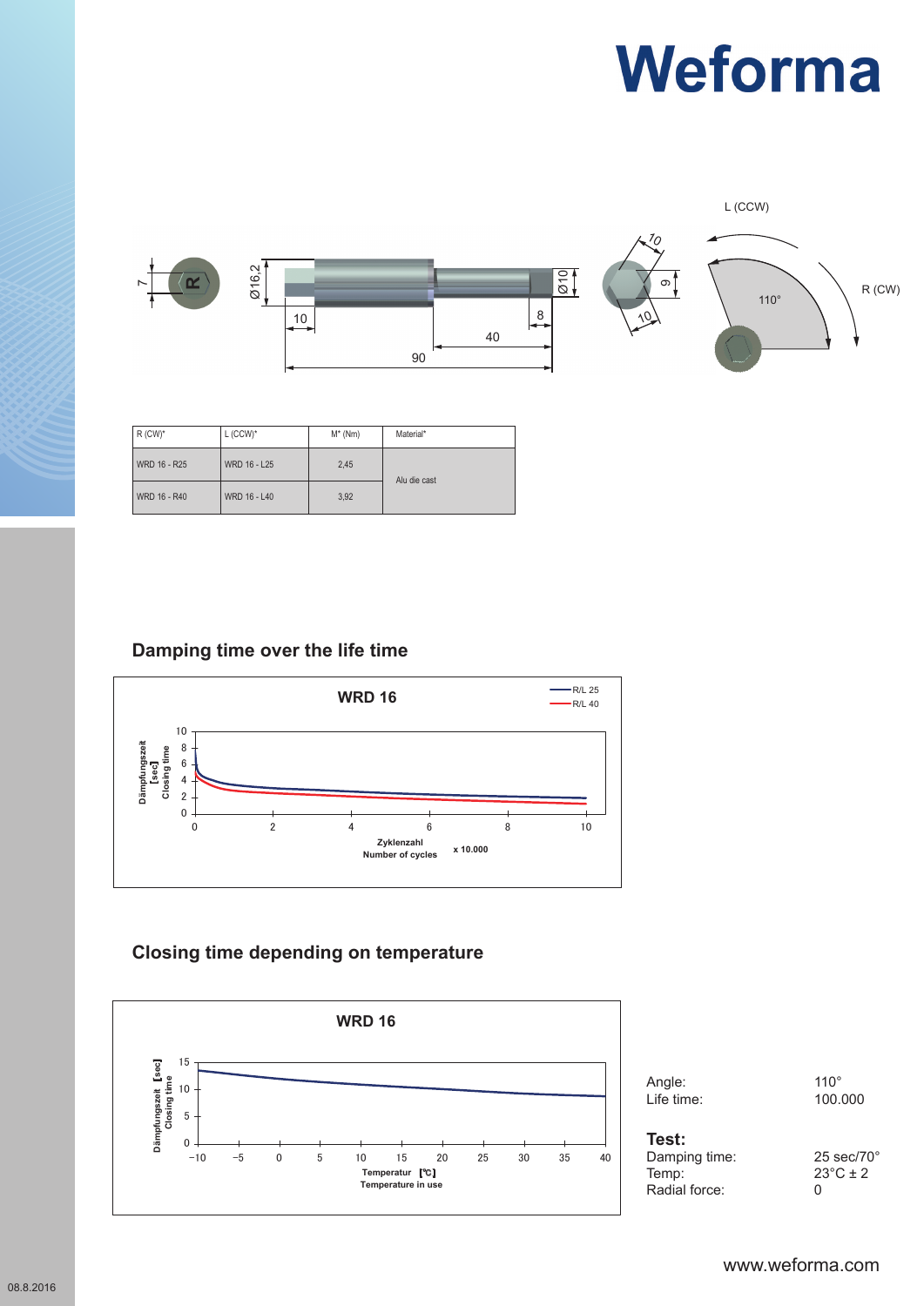# Weforma

| R (CW)* | L (CCW)* | M* (Nm) | Material* |
|---|---|---|---|
| WRD 16 - R25 | WRD 16 - L25 | 2,45 | Alu die cast |
| WRD 16 - R40 | WRD 16 - L40 | 3,92 | |

## Damping time over the life time

## Closing time depending on temperature

| | |
|---|---|
| Angle: | 110° |
| Life time: | 100.000 |

**Test:**

| | |
|---|---|
| Damping time: | 25 sec/70° |
| Temp: | 23°C ± 2 |
| Radial force: | 0 |

www.weforma.com

08.8.2016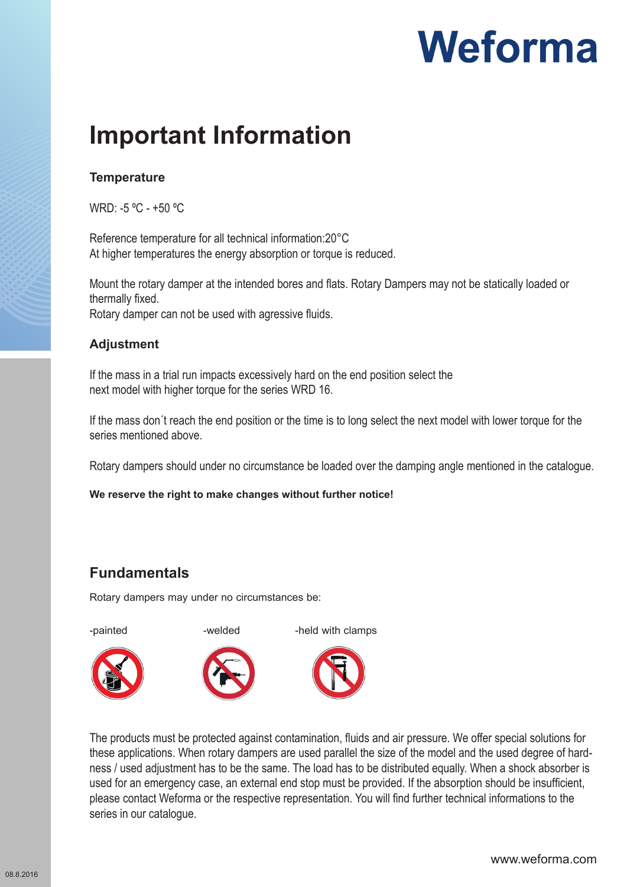# Weforma

## Important Information

### Temperature

WRD: -5 ºC - +50 ºC

Reference temperature for all technical information:20°C
At higher temperatures the energy absorption or torque is reduced.

Mount the rotary damper at the intended bores and flats. Rotary Dampers may not be statically loaded or thermally fixed.
Rotary damper can not be used with agressive fluids.

### Adjustment

If the mass in a trial run impacts excessively hard on the end position select the next model with higher torque for the series WRD 16.

If the mass don´t reach the end position or the time is to long select the next model with lower torque for the series mentioned above.

Rotary dampers should under no circumstance be loaded over the damping angle mentioned in the catalogue.

**We reserve the right to make changes without further notice!**

## Fundamentals

Rotary dampers may under no circumstances be:

-painted

-welded

-held with clamps

The products must be protected against contamination, fluids and air pressure. We offer special solutions for these applications. When rotary dampers are used parallel the size of the model and the used degree of hardness / used adjustment has to be the same. The load has to be distributed equally. When a shock absorber is used for an emergency case, an external end stop must be provided. If the absorption should be insufficient, please contact Weforma or the respective representation. You will find further technical informations to the series in our catalogue.

www.weforma.com

08.8.2016